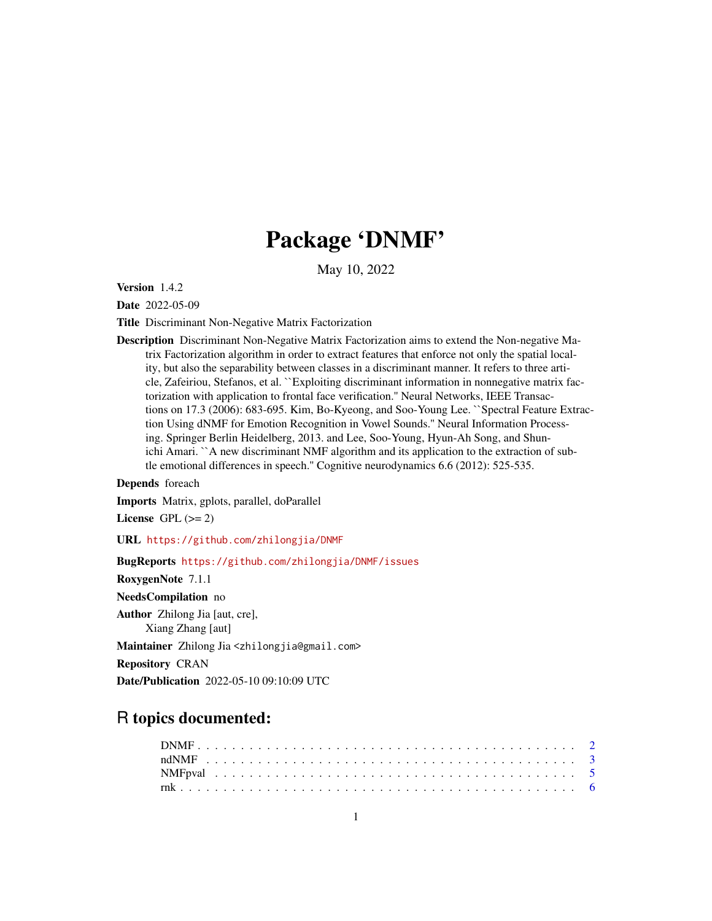# Package 'DNMF'

May 10, 2022

**Version** 1.4.2

**Date** 2022-05-09

**Title** Discriminant Non-Negative Matrix Factorization

**Description** Discriminant Non-Negative Matrix Factorization aims to extend the Non-negative Matrix Factorization algorithm in order to extract features that enforce not only the spatial locality, but also the separability between classes in a discriminant manner. It refers to three article, Zafeiriou, Stefanos, et al. ``Exploiting discriminant information in nonnegative matrix factorization with application to frontal face verification.'' Neural Networks, IEEE Transactions on 17.3 (2006): 683-695. Kim, Bo-Kyeong, and Soo-Young Lee. ``Spectral Feature Extraction Using dNMF for Emotion Recognition in Vowel Sounds.'' Neural Information Processing. Springer Berlin Heidelberg, 2013. and Lee, Soo-Young, Hyun-Ah Song, and Shun-ichi Amari. ``A new discriminant NMF algorithm and its application to the extraction of subtle emotional differences in speech.'' Cognitive neurodynamics 6.6 (2012): 525-535.

**Depends** foreach

**Imports** Matrix, gplots, parallel, doParallel

**License** GPL (>= 2)

**URL** https://github.com/zhilongjia/DNMF

**BugReports** https://github.com/zhilongjia/DNMF/issues

**RoxygenNote** 7.1.1

**NeedsCompilation** no

**Author** Zhilong Jia [aut, cre],
Xiang Zhang [aut]

**Maintainer** Zhilong Jia <zhilongjia@gmail.com>

**Repository** CRAN

**Date/Publication** 2022-05-10 09:10:09 UTC

## R topics documented:

- DNMF . . . . . . . . . . 2
- ndNMF . . . . . . . . . . 3
- NMFpval . . . . . . . . . . 5
- rnk . . . . . . . . . . 6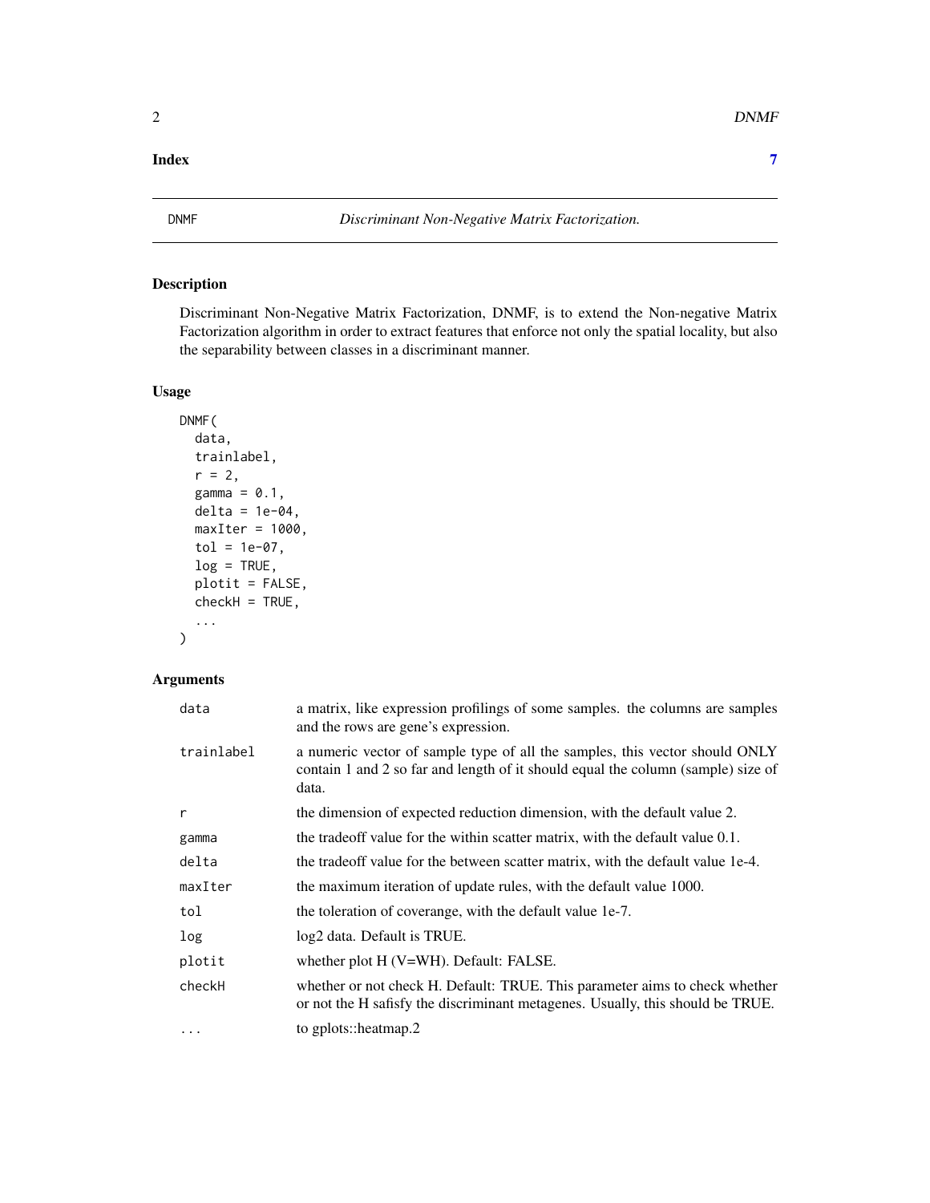**Index** **7**

---

DNMF *Discriminant Non-Negative Matrix Factorization.*

---

## Description

Discriminant Non-Negative Matrix Factorization, DNMF, is to extend the Non-negative Matrix Factorization algorithm in order to extract features that enforce not only the spatial locality, but also the separability between classes in a discriminant manner.

## Usage

```
DNMF(
  data,
  trainlabel,
  r = 2,
  gamma = 0.1,
  delta = 1e-04,
  maxIter = 1000,
  tol = 1e-07,
  log = TRUE,
  plotit = FALSE,
  checkH = TRUE,
  ...
)
```

## Arguments

| | |
|---|---|
| `data` | a matrix, like expression profilings of some samples. the columns are samples and the rows are gene's expression. |
| `trainlabel` | a numeric vector of sample type of all the samples, this vector should ONLY contain 1 and 2 so far and length of it should equal the column (sample) size of data. |
| `r` | the dimension of expected reduction dimension, with the default value 2. |
| `gamma` | the tradeoff value for the within scatter matrix, with the default value 0.1. |
| `delta` | the tradeoff value for the between scatter matrix, with the default value 1e-4. |
| `maxIter` | the maximum iteration of update rules, with the default value 1000. |
| `tol` | the toleration of coverange, with the default value 1e-7. |
| `log` | log2 data. Default is TRUE. |
| `plotit` | whether plot H (V=WH). Default: FALSE. |
| `checkH` | whether or not check H. Default: TRUE. This parameter aims to check whether or not the H safisfy the discriminant metagenes. Usually, this should be TRUE. |
| `...` | to gplots::heatmap.2 |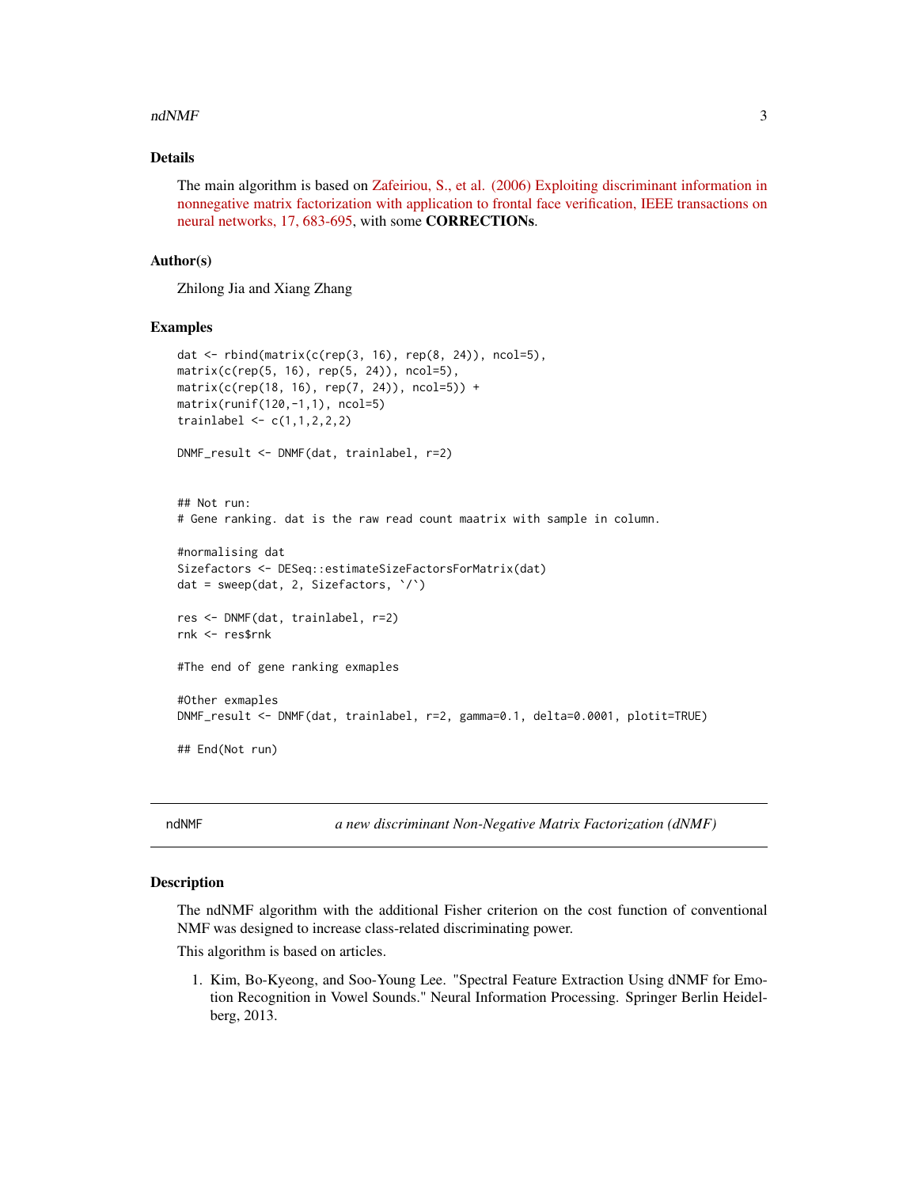## Details

The main algorithm is based on Zafeiriou, S., et al. (2006) Exploiting discriminant information in nonnegative matrix factorization with application to frontal face verification, IEEE transactions on neural networks, 17, 683-695, with some **CORRECTIONs**.

## Author(s)

Zhilong Jia and Xiang Zhang

## Examples

```
dat <- rbind(matrix(c(rep(3, 16), rep(8, 24)), ncol=5),
matrix(c(rep(5, 16), rep(5, 24)), ncol=5),
matrix(c(rep(18, 16), rep(7, 24)), ncol=5)) +
matrix(runif(120,-1,1), ncol=5)
trainlabel <- c(1,1,2,2,2)

DNMF_result <- DNMF(dat, trainlabel, r=2)


## Not run:
# Gene ranking. dat is the raw read count maatrix with sample in column.

#normalising dat
Sizefactors <- DESeq::estimateSizeFactorsForMatrix(dat)
dat = sweep(dat, 2, Sizefactors, `/`)

res <- DNMF(dat, trainlabel, r=2)
rnk <- res$rnk

#The end of gene ranking exmaples

#Other exmaples
DNMF_result <- DNMF(dat, trainlabel, r=2, gamma=0.1, delta=0.0001, plotit=TRUE)

## End(Not run)
```

---

# ndNMF — *a new discriminant Non-Negative Matrix Factorization (dNMF)*

## Description

The ndNMF algorithm with the additional Fisher criterion on the cost function of conventional NMF was designed to increase class-related discriminating power.

This algorithm is based on articles.

1. Kim, Bo-Kyeong, and Soo-Young Lee. "Spectral Feature Extraction Using dNMF for Emotion Recognition in Vowel Sounds." Neural Information Processing. Springer Berlin Heidelberg, 2013.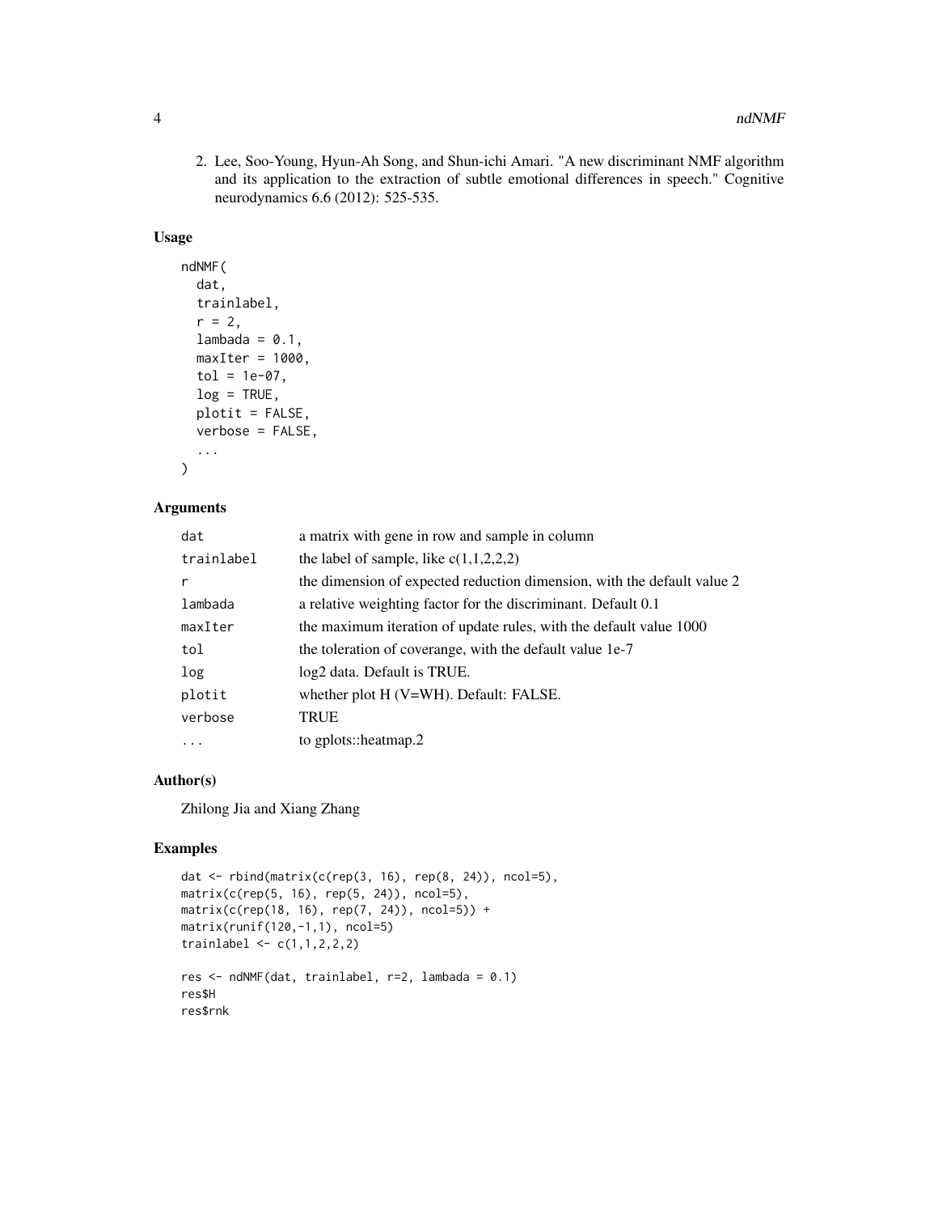2. Lee, Soo-Young, Hyun-Ah Song, and Shun-ichi Amari. "A new discriminant NMF algorithm and its application to the extraction of subtle emotional differences in speech." Cognitive neurodynamics 6.6 (2012): 525-535.

### Usage

```
ndNMF(
  dat,
  trainlabel,
  r = 2,
  lambada = 0.1,
  maxIter = 1000,
  tol = 1e-07,
  log = TRUE,
  plotit = FALSE,
  verbose = FALSE,
  ...
)
```

### Arguments

| | |
|---|---|
| dat | a matrix with gene in row and sample in column |
| trainlabel | the label of sample, like c(1,1,2,2,2) |
| r | the dimension of expected reduction dimension, with the default value 2 |
| lambada | a relative weighting factor for the discriminant. Default 0.1 |
| maxIter | the maximum iteration of update rules, with the default value 1000 |
| tol | the toleration of coverange, with the default value 1e-7 |
| log | log2 data. Default is TRUE. |
| plotit | whether plot H (V=WH). Default: FALSE. |
| verbose | TRUE |
| ... | to gplots::heatmap.2 |

### Author(s)

Zhilong Jia and Xiang Zhang

### Examples

```
dat <- rbind(matrix(c(rep(3, 16), rep(8, 24)), ncol=5),
matrix(c(rep(5, 16), rep(5, 24)), ncol=5),
matrix(c(rep(18, 16), rep(7, 24)), ncol=5)) +
matrix(runif(120,-1,1), ncol=5)
trainlabel <- c(1,1,2,2,2)

res <- ndNMF(dat, trainlabel, r=2, lambada = 0.1)
res$H
res$rnk
```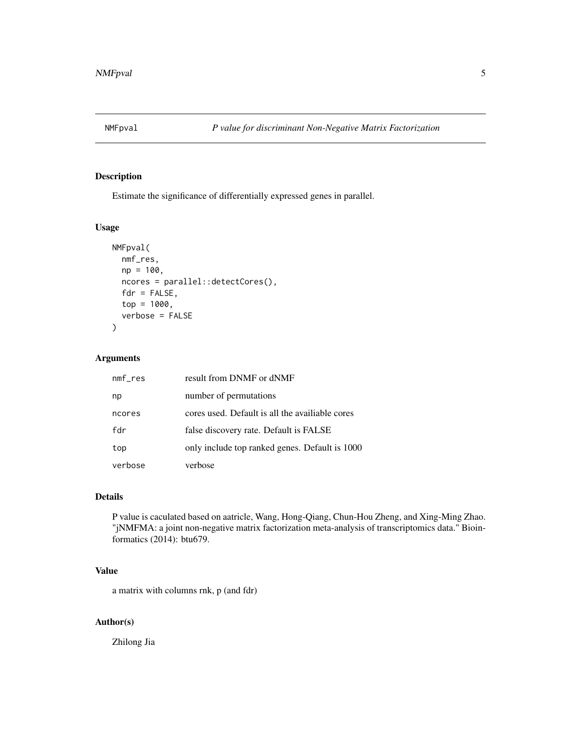# NMFpval — *P value for discriminant Non-Negative Matrix Factorization*

## Description

Estimate the significance of differentially expressed genes in parallel.

## Usage

```
NMFpval(
  nmf_res,
  np = 100,
  ncores = parallel::detectCores(),
  fdr = FALSE,
  top = 1000,
  verbose = FALSE
)
```

## Arguments

| | |
|---|---|
| `nmf_res` | result from DNMF or dNMF |
| `np` | number of permutations |
| `ncores` | cores used. Default is all the availiable cores |
| `fdr` | false discovery rate. Default is FALSE |
| `top` | only include top ranked genes. Default is 1000 |
| `verbose` | verbose |

## Details

P value is caculated based on aatricle, Wang, Hong-Qiang, Chun-Hou Zheng, and Xing-Ming Zhao. "jNMFMA: a joint non-negative matrix factorization meta-analysis of transcriptomics data." Bioinformatics (2014): btu679.

## Value

a matrix with columns rnk, p (and fdr)

## Author(s)

Zhilong Jia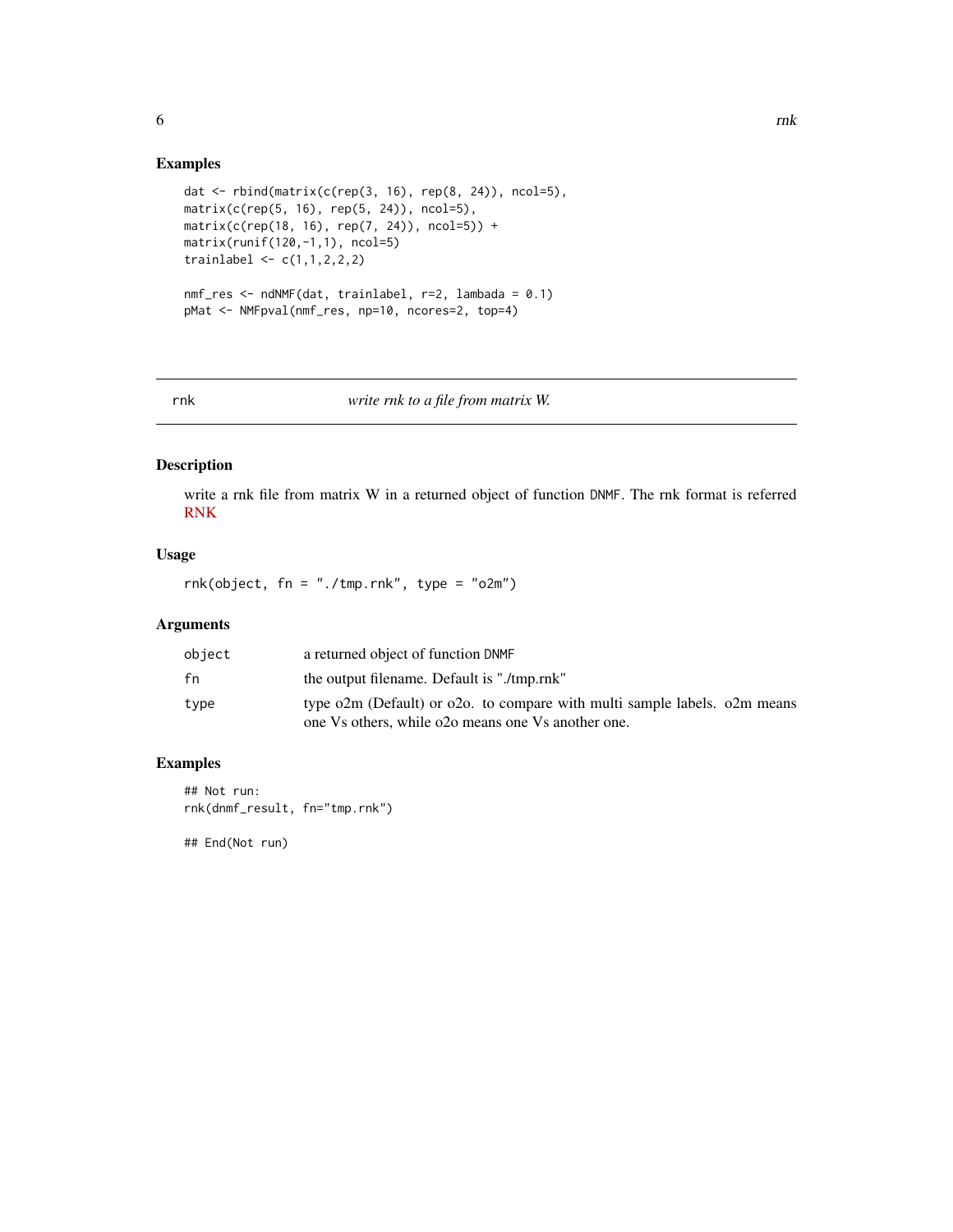## Examples

```
dat <- rbind(matrix(c(rep(3, 16), rep(8, 24)), ncol=5),
matrix(c(rep(5, 16), rep(5, 24)), ncol=5),
matrix(c(rep(18, 16), rep(7, 24)), ncol=5)) +
matrix(runif(120,-1,1), ncol=5)
trainlabel <- c(1,1,2,2,2)

nmf_res <- ndNMF(dat, trainlabel, r=2, lambada = 0.1)
pMat <- NMFpval(nmf_res, np=10, ncores=2, top=4)
```

---

# rnk — *write rnk to a file from matrix W.*

---

## Description

write a rnk file from matrix W in a returned object of function `DNMF`. The rnk format is referred RNK

## Usage

```
rnk(object, fn = "./tmp.rnk", type = "o2m")
```

## Arguments

| | |
|---|---|
| `object` | a returned object of function `DNMF` |
| `fn` | the output filename. Default is "./tmp.rnk" |
| `type` | type o2m (Default) or o2o. to compare with multi sample labels. o2m means one Vs others, while o2o means one Vs another one. |

## Examples

```
## Not run:
rnk(dnmf_result, fn="tmp.rnk")

## End(Not run)
```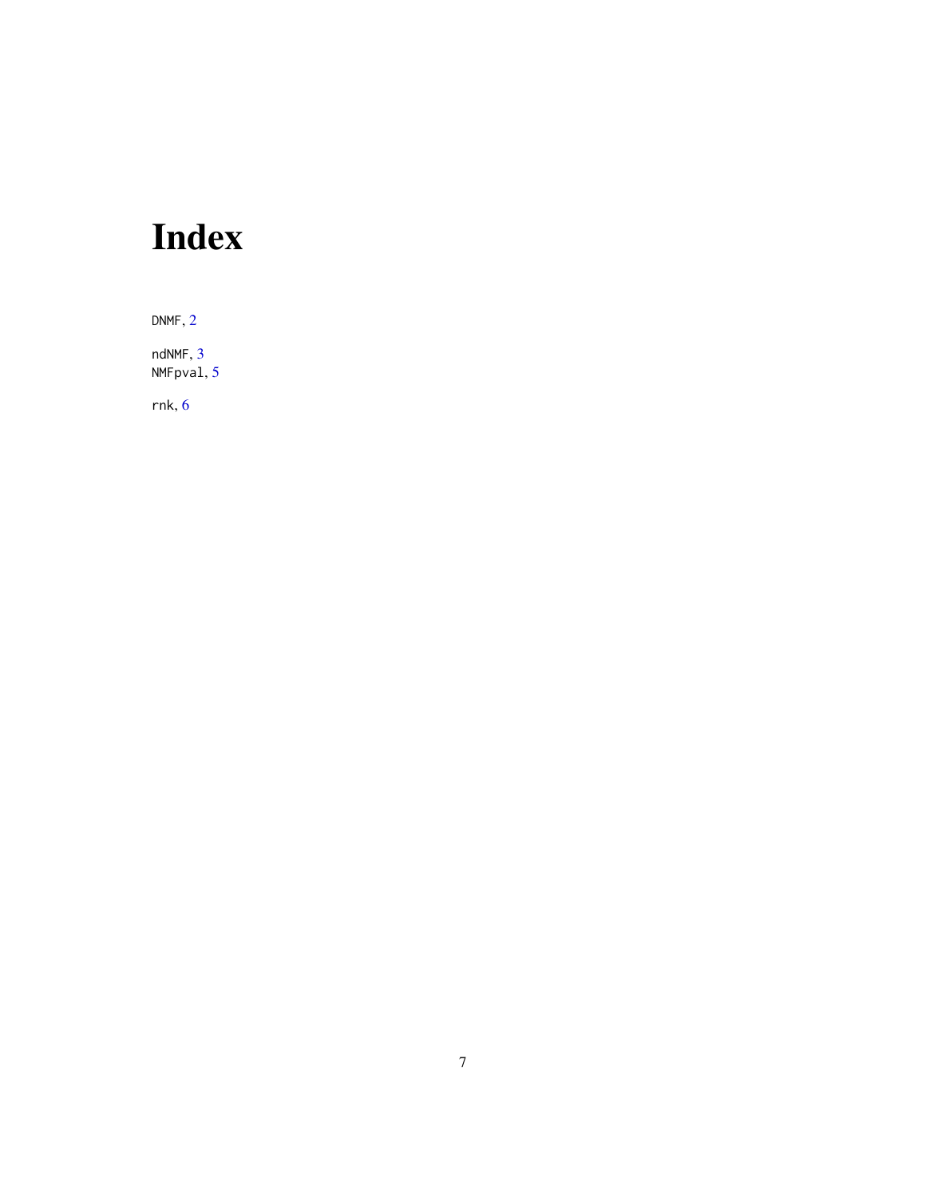# Index

DNMF, 2

ndNMF, 3
NMFpval, 5

rnk, 6